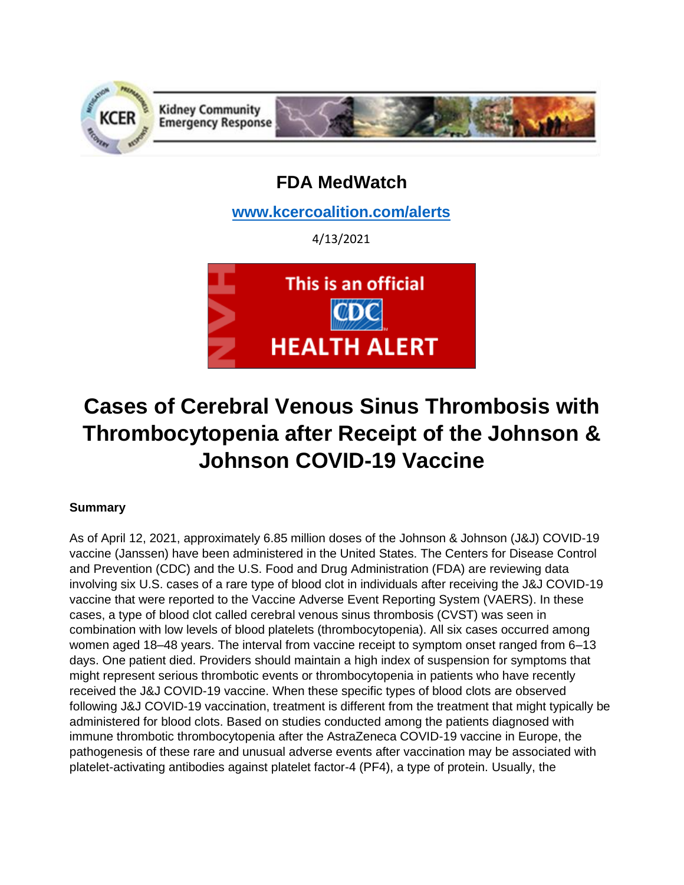Kidney Community Emergency Response

## FDA MedWatch

www.kcercoalition.com/alerts

4/13/2021

This is an official CDC HEALTH ALERT

# Cases of Cerebral Venous Sinus Thrombosis with Thrombocytopenia after Receipt of the Johnson & Johnson COVID-19 Vaccine

**Summary**

As of April 12, 2021, approximately 6.85 million doses of the Johnson & Johnson (J&J) COVID-19 vaccine (Janssen) have been administered in the United States. The Centers for Disease Control and Prevention (CDC) and the U.S. Food and Drug Administration (FDA) are reviewing data involving six U.S. cases of a rare type of blood clot in individuals after receiving the J&J COVID-19 vaccine that were reported to the Vaccine Adverse Event Reporting System (VAERS). In these cases, a type of blood clot called cerebral venous sinus thrombosis (CVST) was seen in combination with low levels of blood platelets (thrombocytopenia). All six cases occurred among women aged 18–48 years. The interval from vaccine receipt to symptom onset ranged from 6–13 days. One patient died. Providers should maintain a high index of suspension for symptoms that might represent serious thrombotic events or thrombocytopenia in patients who have recently received the J&J COVID-19 vaccine. When these specific types of blood clots are observed following J&J COVID-19 vaccination, treatment is different from the treatment that might typically be administered for blood clots. Based on studies conducted among the patients diagnosed with immune thrombotic thrombocytopenia after the AstraZeneca COVID-19 vaccine in Europe, the pathogenesis of these rare and unusual adverse events after vaccination may be associated with platelet-activating antibodies against platelet factor-4 (PF4), a type of protein. Usually, the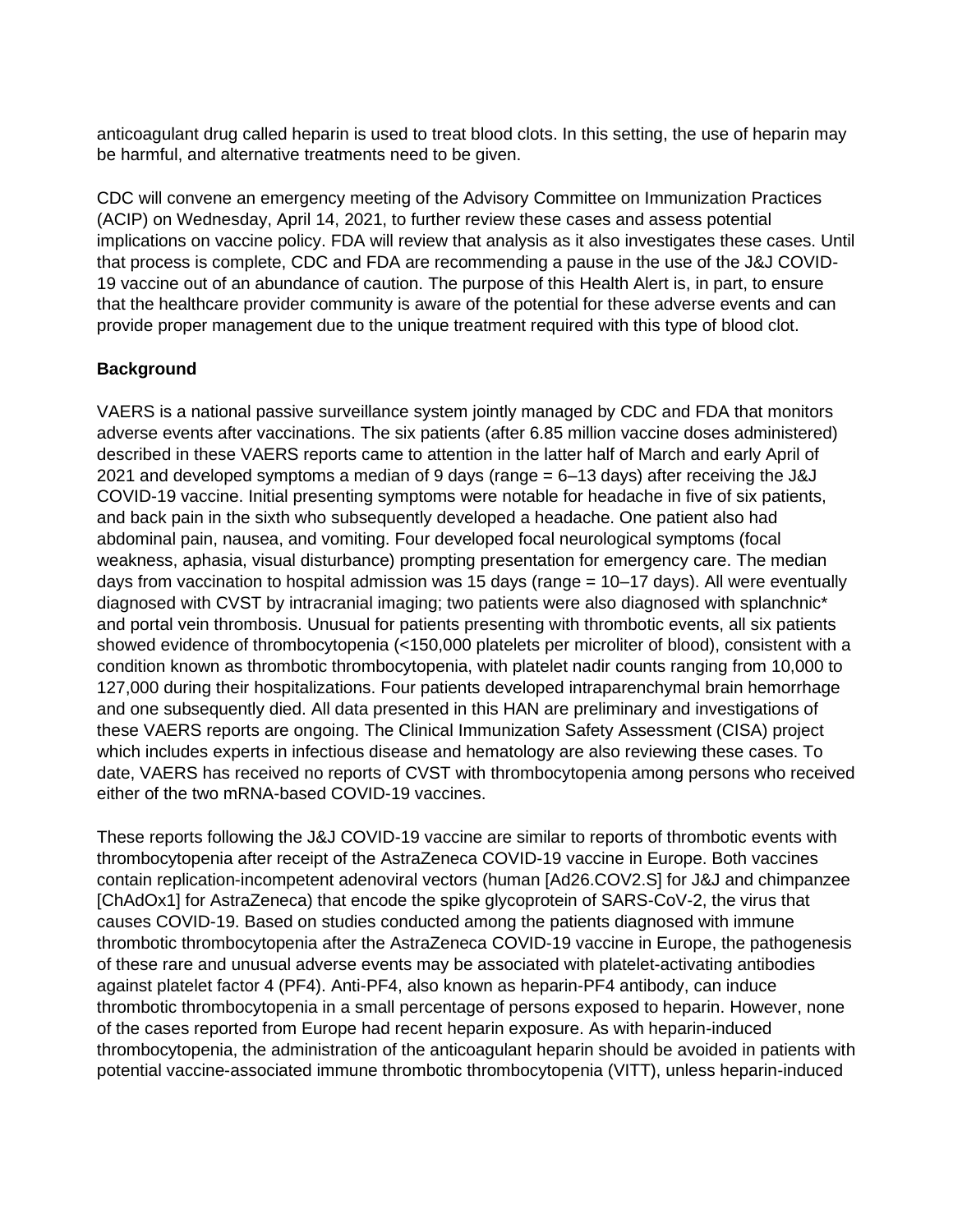anticoagulant drug called heparin is used to treat blood clots. In this setting, the use of heparin may be harmful, and alternative treatments need to be given.

CDC will convene an emergency meeting of the Advisory Committee on Immunization Practices (ACIP) on Wednesday, April 14, 2021, to further review these cases and assess potential implications on vaccine policy. FDA will review that analysis as it also investigates these cases. Until that process is complete, CDC and FDA are recommending a pause in the use of the J&J COVID-19 vaccine out of an abundance of caution. The purpose of this Health Alert is, in part, to ensure that the healthcare provider community is aware of the potential for these adverse events and can provide proper management due to the unique treatment required with this type of blood clot.

**Background**

VAERS is a national passive surveillance system jointly managed by CDC and FDA that monitors adverse events after vaccinations. The six patients (after 6.85 million vaccine doses administered) described in these VAERS reports came to attention in the latter half of March and early April of 2021 and developed symptoms a median of 9 days (range = 6–13 days) after receiving the J&J COVID-19 vaccine. Initial presenting symptoms were notable for headache in five of six patients, and back pain in the sixth who subsequently developed a headache. One patient also had abdominal pain, nausea, and vomiting. Four developed focal neurological symptoms (focal weakness, aphasia, visual disturbance) prompting presentation for emergency care. The median days from vaccination to hospital admission was 15 days (range = 10–17 days). All were eventually diagnosed with CVST by intracranial imaging; two patients were also diagnosed with splanchnic* and portal vein thrombosis. Unusual for patients presenting with thrombotic events, all six patients showed evidence of thrombocytopenia (<150,000 platelets per microliter of blood), consistent with a condition known as thrombotic thrombocytopenia, with platelet nadir counts ranging from 10,000 to 127,000 during their hospitalizations. Four patients developed intraparenchymal brain hemorrhage and one subsequently died. All data presented in this HAN are preliminary and investigations of these VAERS reports are ongoing. The Clinical Immunization Safety Assessment (CISA) project which includes experts in infectious disease and hematology are also reviewing these cases. To date, VAERS has received no reports of CVST with thrombocytopenia among persons who received either of the two mRNA-based COVID-19 vaccines.

These reports following the J&J COVID-19 vaccine are similar to reports of thrombotic events with thrombocytopenia after receipt of the AstraZeneca COVID-19 vaccine in Europe. Both vaccines contain replication-incompetent adenoviral vectors (human [Ad26.COV2.S] for J&J and chimpanzee [ChAdOx1] for AstraZeneca) that encode the spike glycoprotein of SARS-CoV-2, the virus that causes COVID-19. Based on studies conducted among the patients diagnosed with immune thrombotic thrombocytopenia after the AstraZeneca COVID-19 vaccine in Europe, the pathogenesis of these rare and unusual adverse events may be associated with platelet-activating antibodies against platelet factor 4 (PF4). Anti-PF4, also known as heparin-PF4 antibody, can induce thrombotic thrombocytopenia in a small percentage of persons exposed to heparin. However, none of the cases reported from Europe had recent heparin exposure. As with heparin-induced thrombocytopenia, the administration of the anticoagulant heparin should be avoided in patients with potential vaccine-associated immune thrombotic thrombocytopenia (VITT), unless heparin-induced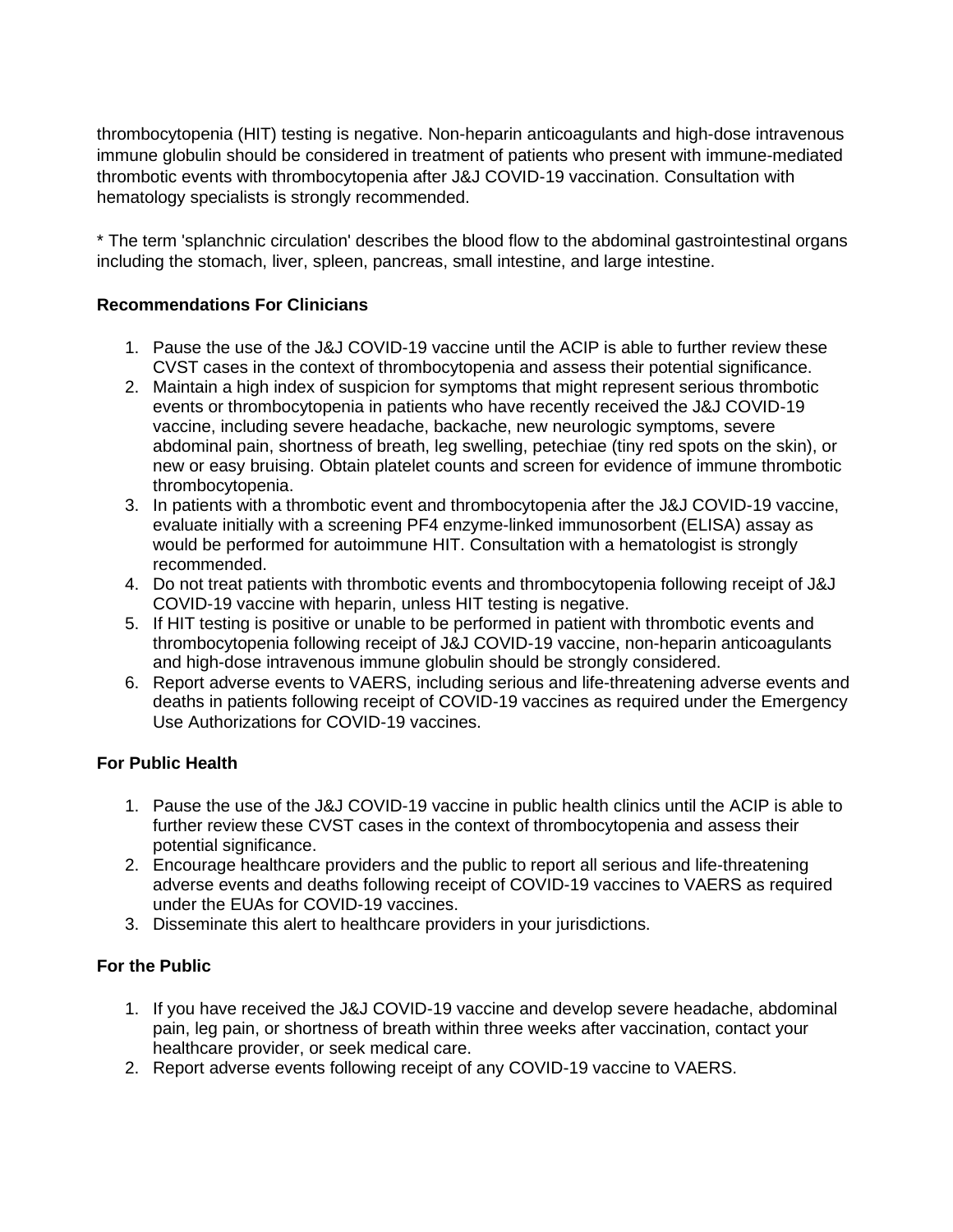thrombocytopenia (HIT) testing is negative. Non-heparin anticoagulants and high-dose intravenous immune globulin should be considered in treatment of patients who present with immune-mediated thrombotic events with thrombocytopenia after J&J COVID-19 vaccination. Consultation with hematology specialists is strongly recommended.

* The term 'splanchnic circulation' describes the blood flow to the abdominal gastrointestinal organs including the stomach, liver, spleen, pancreas, small intestine, and large intestine.

**Recommendations For Clinicians**

1. Pause the use of the J&J COVID-19 vaccine until the ACIP is able to further review these CVST cases in the context of thrombocytopenia and assess their potential significance.
2. Maintain a high index of suspicion for symptoms that might represent serious thrombotic events or thrombocytopenia in patients who have recently received the J&J COVID-19 vaccine, including severe headache, backache, new neurologic symptoms, severe abdominal pain, shortness of breath, leg swelling, petechiae (tiny red spots on the skin), or new or easy bruising. Obtain platelet counts and screen for evidence of immune thrombotic thrombocytopenia.
3. In patients with a thrombotic event and thrombocytopenia after the J&J COVID-19 vaccine, evaluate initially with a screening PF4 enzyme-linked immunosorbent (ELISA) assay as would be performed for autoimmune HIT. Consultation with a hematologist is strongly recommended.
4. Do not treat patients with thrombotic events and thrombocytopenia following receipt of J&J COVID-19 vaccine with heparin, unless HIT testing is negative.
5. If HIT testing is positive or unable to be performed in patient with thrombotic events and thrombocytopenia following receipt of J&J COVID-19 vaccine, non-heparin anticoagulants and high-dose intravenous immune globulin should be strongly considered.
6. Report adverse events to VAERS, including serious and life-threatening adverse events and deaths in patients following receipt of COVID-19 vaccines as required under the Emergency Use Authorizations for COVID-19 vaccines.

**For Public Health**

1. Pause the use of the J&J COVID-19 vaccine in public health clinics until the ACIP is able to further review these CVST cases in the context of thrombocytopenia and assess their potential significance.
2. Encourage healthcare providers and the public to report all serious and life-threatening adverse events and deaths following receipt of COVID-19 vaccines to VAERS as required under the EUAs for COVID-19 vaccines.
3. Disseminate this alert to healthcare providers in your jurisdictions.

**For the Public**

1. If you have received the J&J COVID-19 vaccine and develop severe headache, abdominal pain, leg pain, or shortness of breath within three weeks after vaccination, contact your healthcare provider, or seek medical care.
2. Report adverse events following receipt of any COVID-19 vaccine to VAERS.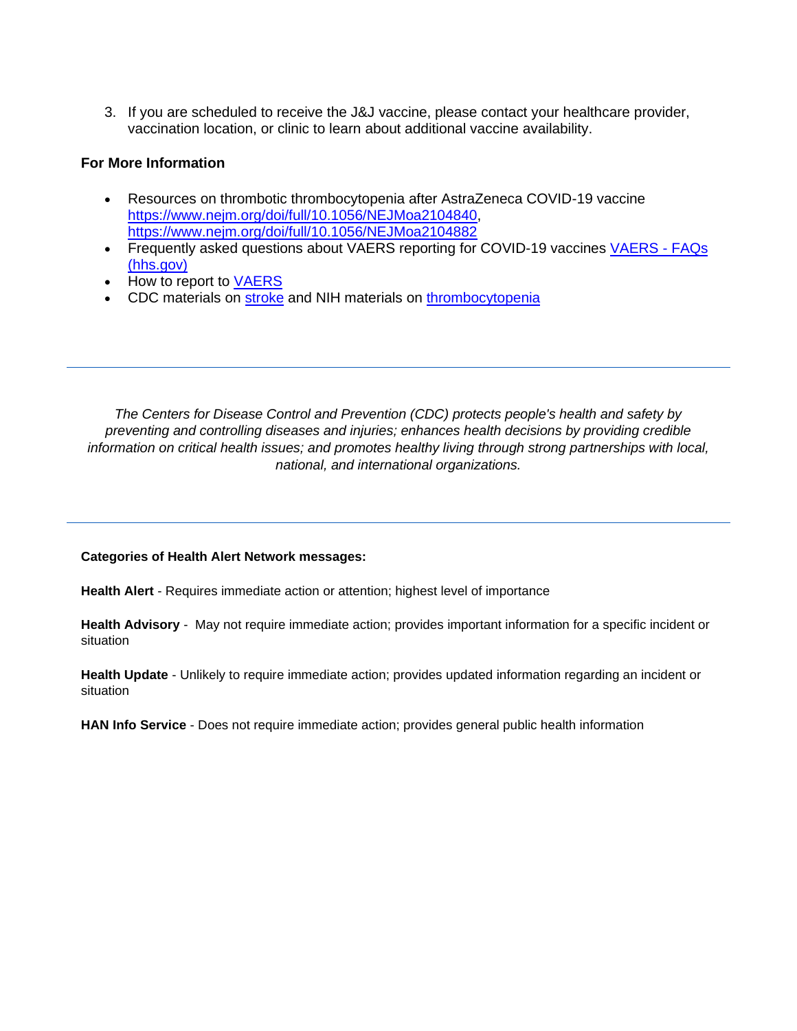3. If you are scheduled to receive the J&J vaccine, please contact your healthcare provider, vaccination location, or clinic to learn about additional vaccine availability.

**For More Information**

- Resources on thrombotic thrombocytopenia after AstraZeneca COVID-19 vaccine https://www.nejm.org/doi/full/10.1056/NEJMoa2104840, https://www.nejm.org/doi/full/10.1056/NEJMoa2104882
- Frequently asked questions about VAERS reporting for COVID-19 vaccines VAERS - FAQs (hhs.gov)
- How to report to VAERS
- CDC materials on stroke and NIH materials on thrombocytopenia

---

*The Centers for Disease Control and Prevention (CDC) protects people's health and safety by preventing and controlling diseases and injuries; enhances health decisions by providing credible information on critical health issues; and promotes healthy living through strong partnerships with local, national, and international organizations.*

---

**Categories of Health Alert Network messages:**

**Health Alert** - Requires immediate action or attention; highest level of importance

**Health Advisory** - May not require immediate action; provides important information for a specific incident or situation

**Health Update** - Unlikely to require immediate action; provides updated information regarding an incident or situation

**HAN Info Service** - Does not require immediate action; provides general public health information